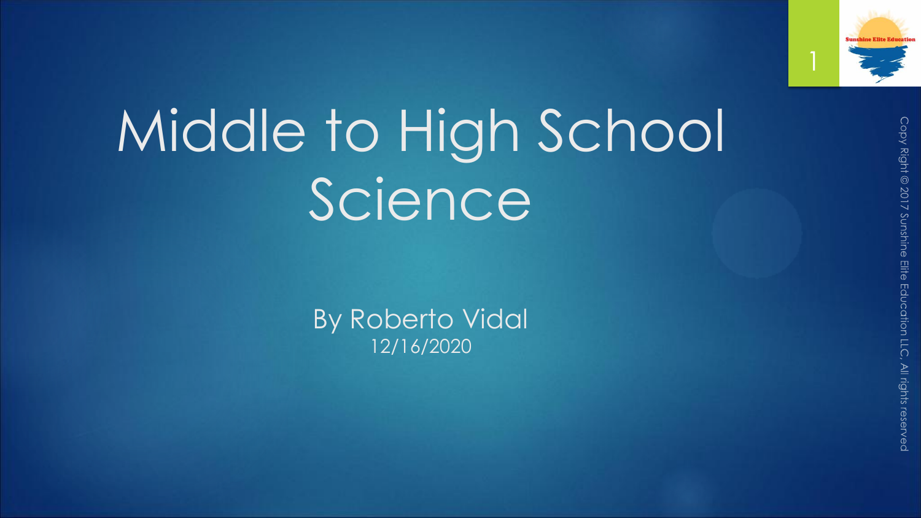# Middle to High School Science

By Roberto Vidal
12/16/2020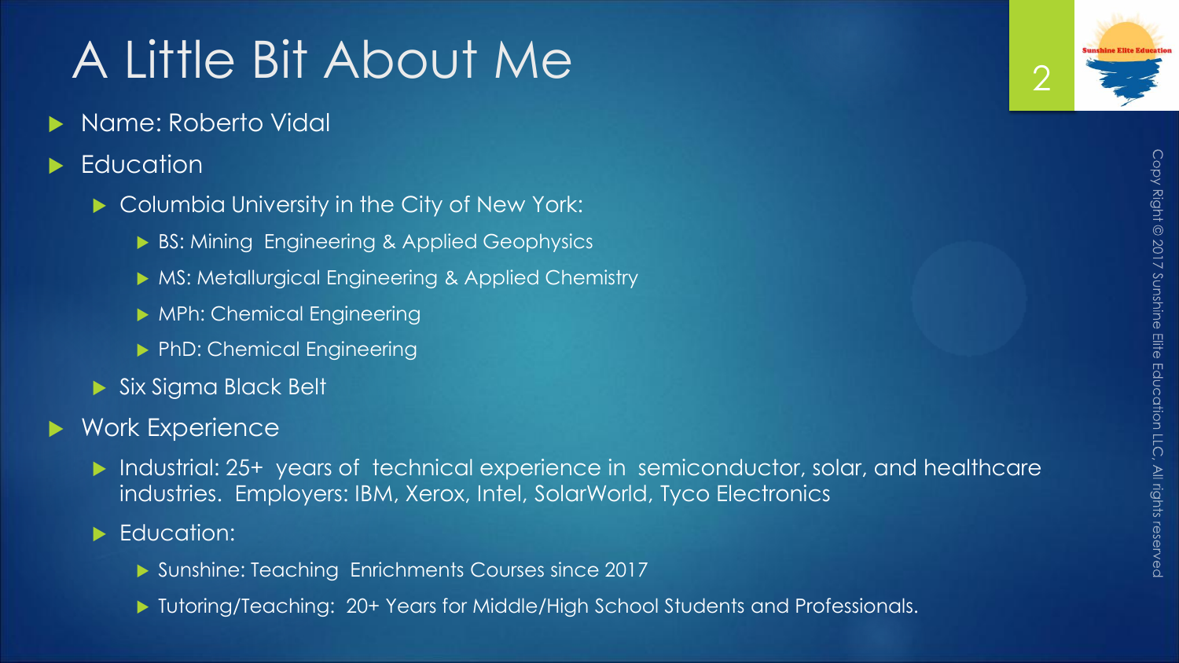# A Little Bit About Me

- Name: Roberto Vidal
- Education
  - Columbia University in the City of New York:
    - BS: Mining Engineering & Applied Geophysics
    - MS: Metallurgical Engineering & Applied Chemistry
    - MPh: Chemical Engineering
    - PhD: Chemical Engineering
  - Six Sigma Black Belt
- Work Experience
  - Industrial: 25+ years of technical experience in semiconductor, solar, and healthcare industries. Employers: IBM, Xerox, Intel, SolarWorld, Tyco Electronics
  - Education:
    - Sunshine: Teaching Enrichments Courses since 2017
    - Tutoring/Teaching: 20+ Years for Middle/High School Students and Professionals.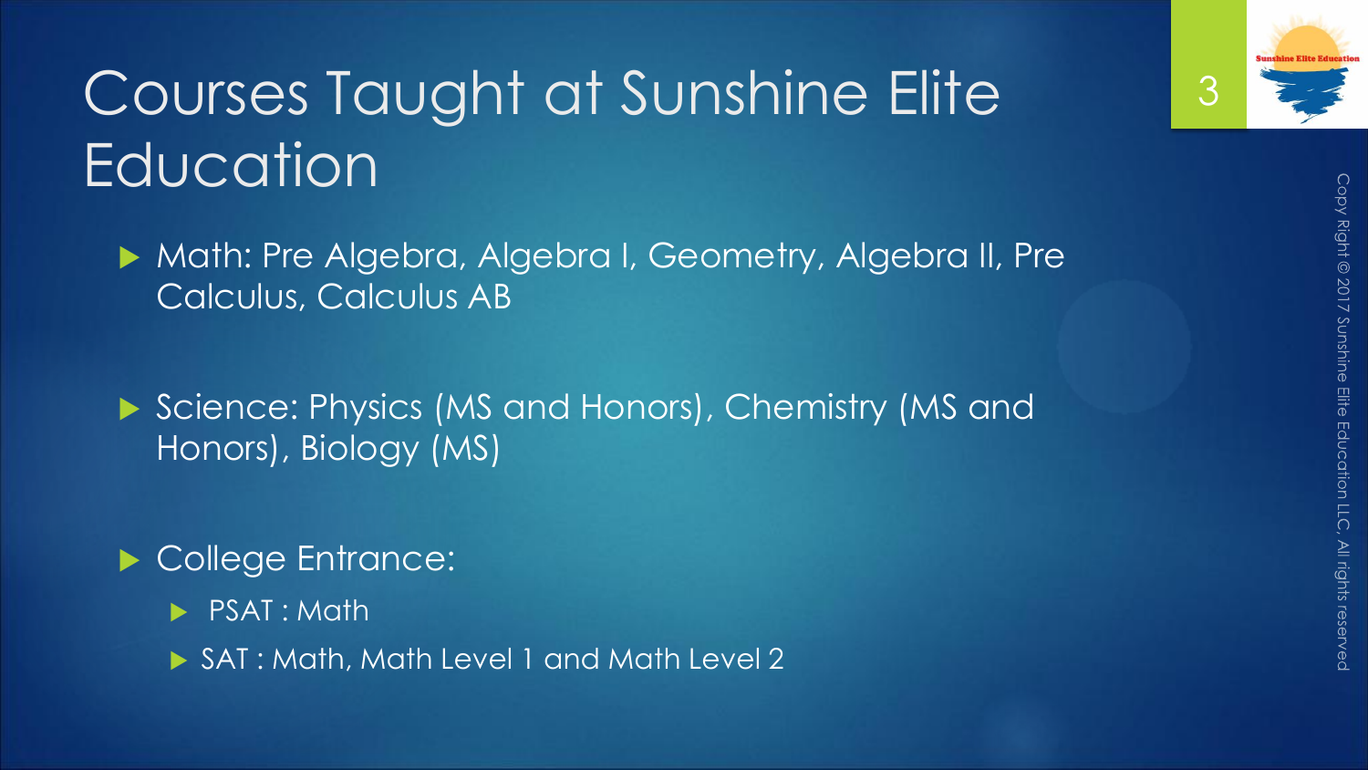# Courses Taught at Sunshine Elite Education

- Math: Pre Algebra, Algebra I, Geometry, Algebra II, Pre Calculus, Calculus AB
- Science: Physics (MS and Honors), Chemistry (MS and Honors), Biology (MS)
- College Entrance:
  - PSAT : Math
  - SAT : Math, Math Level 1 and Math Level 2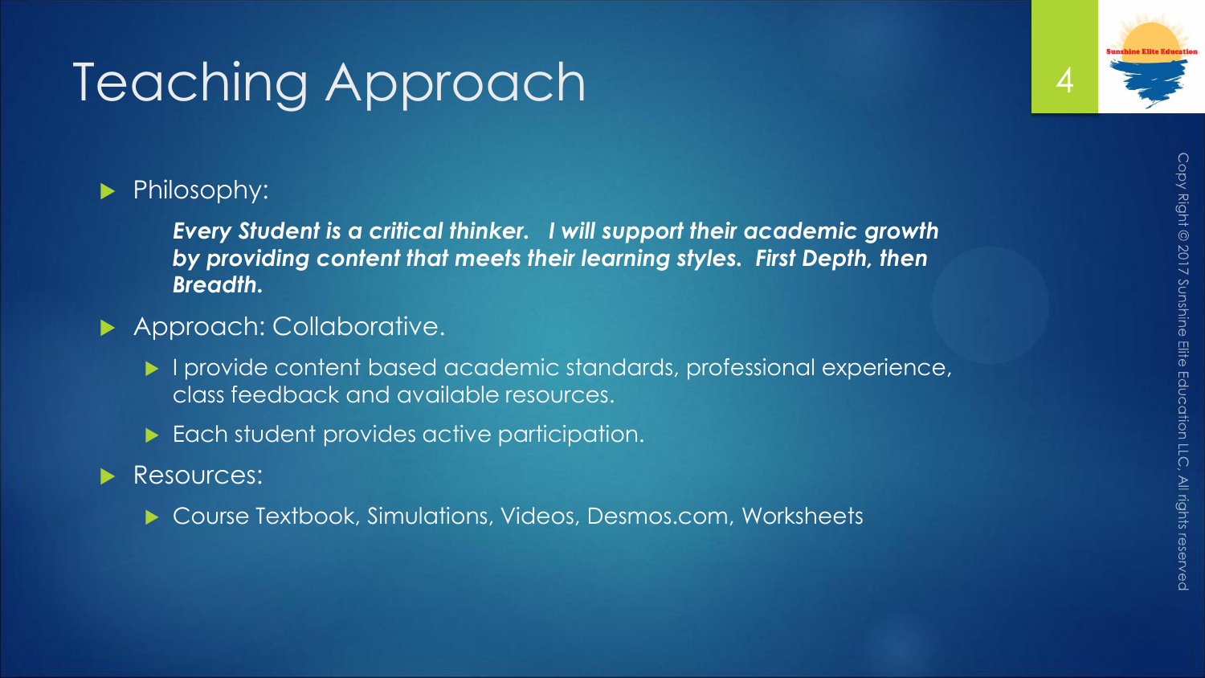# Teaching Approach

- Philosophy:

  ***Every Student is a critical thinker. I will support their academic growth by providing content that meets their learning styles. First Depth, then Breadth.***

- Approach: Collaborative.
  - I provide content based academic standards, professional experience, class feedback and available resources.
  - Each student provides active participation.
- Resources:
  - Course Textbook, Simulations, Videos, Desmos.com, Worksheets

Copy Right © 2017 Sunshine Elite Education LLC, All rights reserved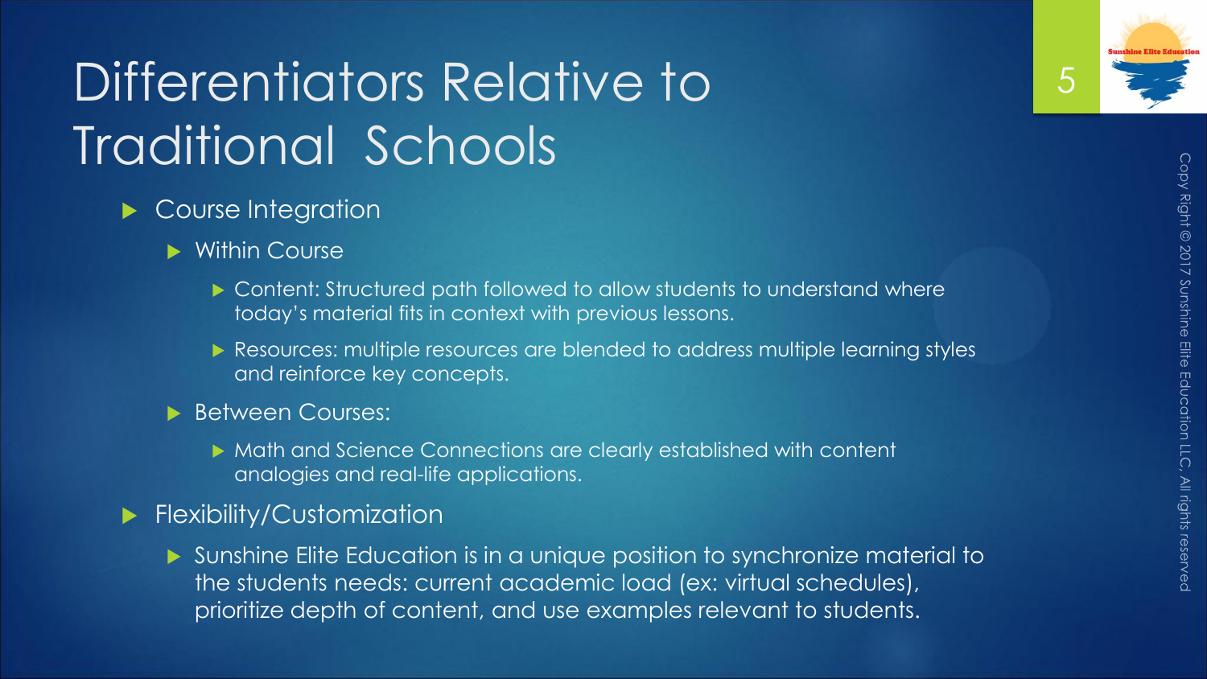# Differentiators Relative to Traditional Schools

- Course Integration
  - Within Course
    - Content: Structured path followed to allow students to understand where today's material fits in context with previous lessons.
    - Resources: multiple resources are blended to address multiple learning styles and reinforce key concepts.
  - Between Courses:
    - Math and Science Connections are clearly established with content analogies and real-life applications.
- Flexibility/Customization
  - Sunshine Elite Education is in a unique position to synchronize material to the students needs: current academic load (ex: virtual schedules), prioritize depth of content, and use examples relevant to students.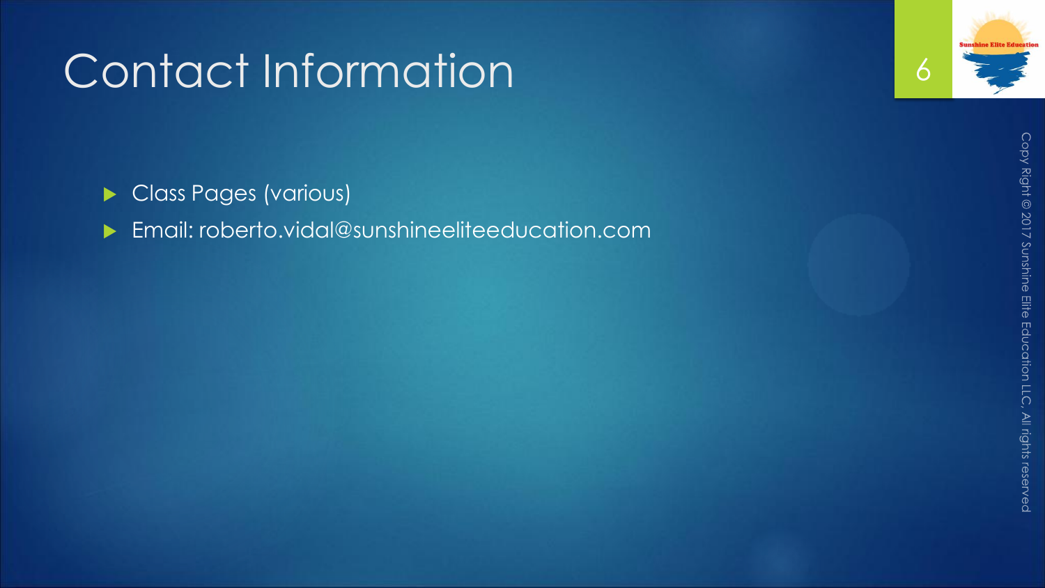# Contact Information

- Class Pages (various)
- Email: roberto.vidal@sunshineeliteeducation.com